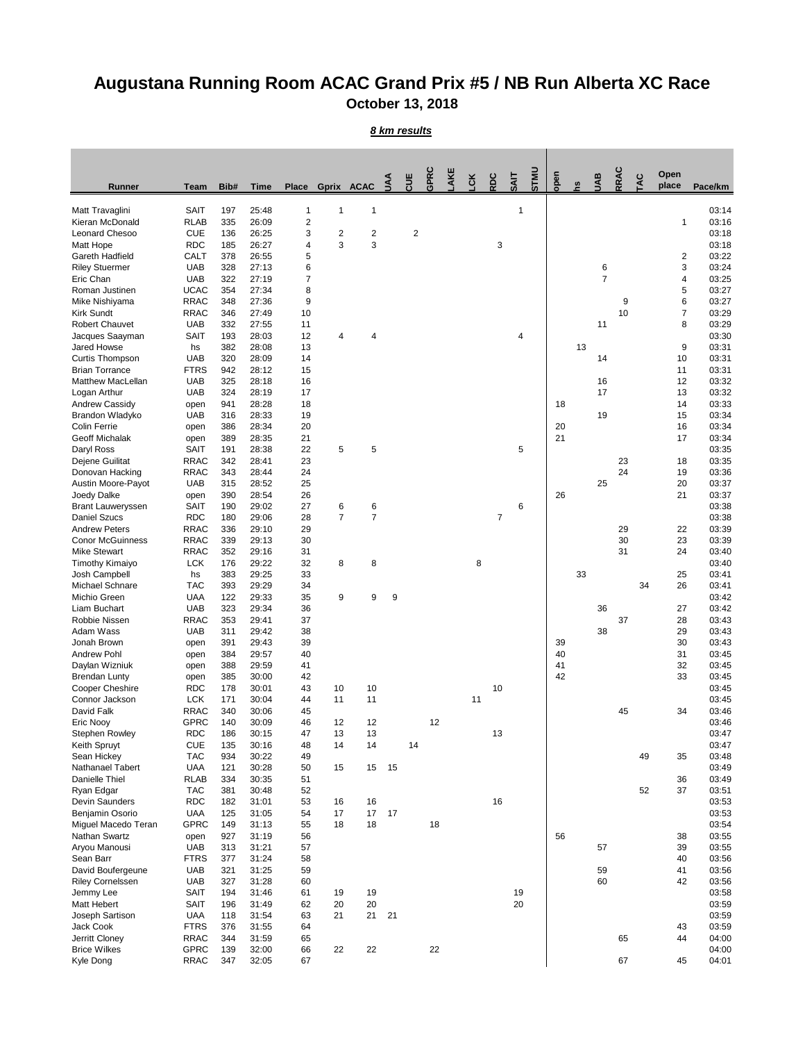# Augustana Running Room ACAC Grand Prix #5 / NB Run Alberta XC Race

## October 13, 2018

***8 km results***

| Runner | Team | Bib# | Time | Place | Gprix | ACAC | UAA | CUE | GPRC | LAKE | LCK | RDC | SAIT | STMU | open | hs | UAB | RRAC | TAC | Open place | Pace/km |
|---|---|---|---|---|---|---|---|---|---|---|---|---|---|---|---|---|---|---|---|---|---|
| Matt Travaglini | SAIT | 197 | 25:48 | 1 | 1 | 1 | | | | | | | 1 | | | | | | | | 03:14 |
| Kieran McDonald | RLAB | 335 | 26:09 | 2 | | | | | | | | | | | | | | | | 1 | 03:16 |
| Leonard Chesoo | CUE | 136 | 26:25 | 3 | 2 | 2 | | 2 | | | | | | | | | | | | | 03:18 |
| Matt Hope | RDC | 185 | 26:27 | 4 | 3 | 3 | | | | | | 3 | | | | | | | | | 03:18 |
| Gareth Hadfield | CALT | 378 | 26:55 | 5 | | | | | | | | | | | | | | | | 2 | 03:22 |
| Riley Stuermer | UAB | 328 | 27:13 | 6 | | | | | | | | | | | | | 6 | | | 3 | 03:24 |
| Eric Chan | UAB | 322 | 27:19 | 7 | | | | | | | | | | | | | 7 | | | 4 | 03:25 |
| Roman Justinen | UCAC | 354 | 27:34 | 8 | | | | | | | | | | | | | | | | 5 | 03:27 |
| Mike Nishiyama | RRAC | 348 | 27:36 | 9 | | | | | | | | | | | | | | 9 | | 6 | 03:27 |
| Kirk Sundt | RRAC | 346 | 27:49 | 10 | | | | | | | | | | | | | | 10 | | 7 | 03:29 |
| Robert Chauvet | UAB | 332 | 27:55 | 11 | | | | | | | | | | | | | 11 | | | 8 | 03:29 |
| Jacques Saayman | SAIT | 193 | 28:03 | 12 | 4 | 4 | | | | | | | 4 | | | | | | | | 03:30 |
| Jared Howse | hs | 382 | 28:08 | 13 | | | | | | | | | | | | 13 | | | | 9 | 03:31 |
| Curtis Thompson | UAB | 320 | 28:09 | 14 | | | | | | | | | | | | | 14 | | | 10 | 03:31 |
| Brian Torrance | FTRS | 942 | 28:12 | 15 | | | | | | | | | | | | | | | | 11 | 03:31 |
| Matthew MacLellan | UAB | 325 | 28:18 | 16 | | | | | | | | | | | | | 16 | | | 12 | 03:32 |
| Logan Arthur | UAB | 324 | 28:19 | 17 | | | | | | | | | | | | | 17 | | | 13 | 03:32 |
| Andrew Cassidy | open | 941 | 28:28 | 18 | | | | | | | | | | | 18 | | | | | 14 | 03:33 |
| Brandon Wladyko | UAB | 316 | 28:33 | 19 | | | | | | | | | | | | | 19 | | | 15 | 03:34 |
| Colin Ferrie | open | 386 | 28:34 | 20 | | | | | | | | | | | 20 | | | | | 16 | 03:34 |
| Geoff Michalak | open | 389 | 28:35 | 21 | | | | | | | | | | | 21 | | | | | 17 | 03:34 |
| Daryl Ross | SAIT | 191 | 28:38 | 22 | 5 | 5 | | | | | | | 5 | | | | | | | | 03:35 |
| Dejene Guilitat | RRAC | 342 | 28:41 | 23 | | | | | | | | | | | | | | 23 | | 18 | 03:35 |
| Donovan Hacking | RRAC | 343 | 28:44 | 24 | | | | | | | | | | | | | | 24 | | 19 | 03:36 |
| Austin Moore-Payot | UAB | 315 | 28:52 | 25 | | | | | | | | | | | | | 25 | | | 20 | 03:37 |
| Joedy Dalke | open | 390 | 28:54 | 26 | | | | | | | | | | | 26 | | | | | 21 | 03:37 |
| Brant Lauweryssen | SAIT | 190 | 29:02 | 27 | 6 | 6 | | | | | | | 6 | | | | | | | | 03:38 |
| Daniel Szucs | RDC | 180 | 29:06 | 28 | 7 | 7 | | | | | | 7 | | | | | | | | | 03:38 |
| Andrew Peters | RRAC | 336 | 29:10 | 29 | | | | | | | | | | | | | | 29 | | 22 | 03:39 |
| Conor McGuinness | RRAC | 339 | 29:13 | 30 | | | | | | | | | | | | | | 30 | | 23 | 03:39 |
| Mike Stewart | RRAC | 352 | 29:16 | 31 | | | | | | | | | | | | | | 31 | | 24 | 03:40 |
| Timothy Kimaiyo | LCK | 176 | 29:22 | 32 | 8 | 8 | | | | | 8 | | | | | | | | | | 03:40 |
| Josh Campbell | hs | 383 | 29:25 | 33 | | | | | | | | | | | | 33 | | | | 25 | 03:41 |
| Michael Schnare | TAC | 393 | 29:29 | 34 | | | | | | | | | | | | | | | 34 | 26 | 03:41 |
| Michio Green | UAA | 122 | 29:33 | 35 | 9 | 9 | 9 | | | | | | | | | | | | | | 03:42 |
| Liam Buchart | UAB | 323 | 29:34 | 36 | | | | | | | | | | | | | 36 | | | 27 | 03:42 |
| Robbie Nissen | RRAC | 353 | 29:41 | 37 | | | | | | | | | | | | | | 37 | | 28 | 03:43 |
| Adam Wass | UAB | 311 | 29:42 | 38 | | | | | | | | | | | | | 38 | | | 29 | 03:43 |
| Jonah Brown | open | 391 | 29:43 | 39 | | | | | | | | | | | 39 | | | | | 30 | 03:43 |
| Andrew Pohl | open | 384 | 29:57 | 40 | | | | | | | | | | | 40 | | | | | 31 | 03:45 |
| Daylan Wizniuk | open | 388 | 29:59 | 41 | | | | | | | | | | | 41 | | | | | 32 | 03:45 |
| Brendan Lunty | open | 385 | 30:00 | 42 | | | | | | | | | | | 42 | | | | | 33 | 03:45 |
| Cooper Cheshire | RDC | 178 | 30:01 | 43 | 10 | 10 | | | | | | 10 | | | | | | | | | 03:45 |
| Connor Jackson | LCK | 171 | 30:04 | 44 | 11 | 11 | | | | | 11 | | | | | | | | | | 03:45 |
| David Falk | RRAC | 340 | 30:06 | 45 | | | | | | | | | | | | | | 45 | | 34 | 03:46 |
| Eric Nooy | GPRC | 140 | 30:09 | 46 | 12 | 12 | | | 12 | | | | | | | | | | | | 03:46 |
| Stephen Rowley | RDC | 186 | 30:15 | 47 | 13 | 13 | | | | | | 13 | | | | | | | | | 03:47 |
| Keith Spruyt | CUE | 135 | 30:16 | 48 | 14 | 14 | | 14 | | | | | | | | | | | | | 03:47 |
| Sean Hickey | TAC | 934 | 30:22 | 49 | | | | | | | | | | | | | | | 49 | 35 | 03:48 |
| Nathanael Tabert | UAA | 121 | 30:28 | 50 | 15 | 15 | 15 | | | | | | | | | | | | | | 03:49 |
| Danielle Thiel | RLAB | 334 | 30:35 | 51 | | | | | | | | | | | | | | | | 36 | 03:49 |
| Ryan Edgar | TAC | 381 | 30:48 | 52 | | | | | | | | | | | | | | | 52 | 37 | 03:51 |
| Devin Saunders | RDC | 182 | 31:01 | 53 | 16 | 16 | | | | | | 16 | | | | | | | | | 03:53 |
| Benjamin Osorio | UAA | 125 | 31:05 | 54 | 17 | 17 | 17 | | | | | | | | | | | | | | 03:53 |
| Miguel Macedo Teran | GPRC | 149 | 31:13 | 55 | 18 | 18 | | | 18 | | | | | | | | | | | | 03:54 |
| Nathan Swartz | open | 927 | 31:19 | 56 | | | | | | | | | | | 56 | | | | | 38 | 03:55 |
| Aryou Manousi | UAB | 313 | 31:21 | 57 | | | | | | | | | | | | | 57 | | | 39 | 03:55 |
| Sean Barr | FTRS | 377 | 31:24 | 58 | | | | | | | | | | | | | | | | 40 | 03:56 |
| David Boufergeune | UAB | 321 | 31:25 | 59 | | | | | | | | | | | | | 59 | | | 41 | 03:56 |
| Riley Cornelssen | UAB | 327 | 31:28 | 60 | | | | | | | | | | | | | 60 | | | 42 | 03:56 |
| Jemmy Lee | SAIT | 194 | 31:46 | 61 | 19 | 19 | | | | | | | 19 | | | | | | | | 03:58 |
| Matt Hebert | SAIT | 196 | 31:49 | 62 | 20 | 20 | | | | | | | 20 | | | | | | | | 03:59 |
| Joseph Sartison | UAA | 118 | 31:54 | 63 | 21 | 21 | 21 | | | | | | | | | | | | | | 03:59 |
| Jack Cook | FTRS | 376 | 31:55 | 64 | | | | | | | | | | | | | | | | 43 | 03:59 |
| Jerritt Cloney | RRAC | 344 | 31:59 | 65 | | | | | | | | | | | | | | 65 | | 44 | 04:00 |
| Brice Wilkes | GPRC | 139 | 32:00 | 66 | 22 | 22 | | | 22 | | | | | | | | | | | | 04:00 |
| Kyle Dong | RRAC | 347 | 32:05 | 67 | | | | | | | | | | | | | | 67 | | 45 | 04:01 |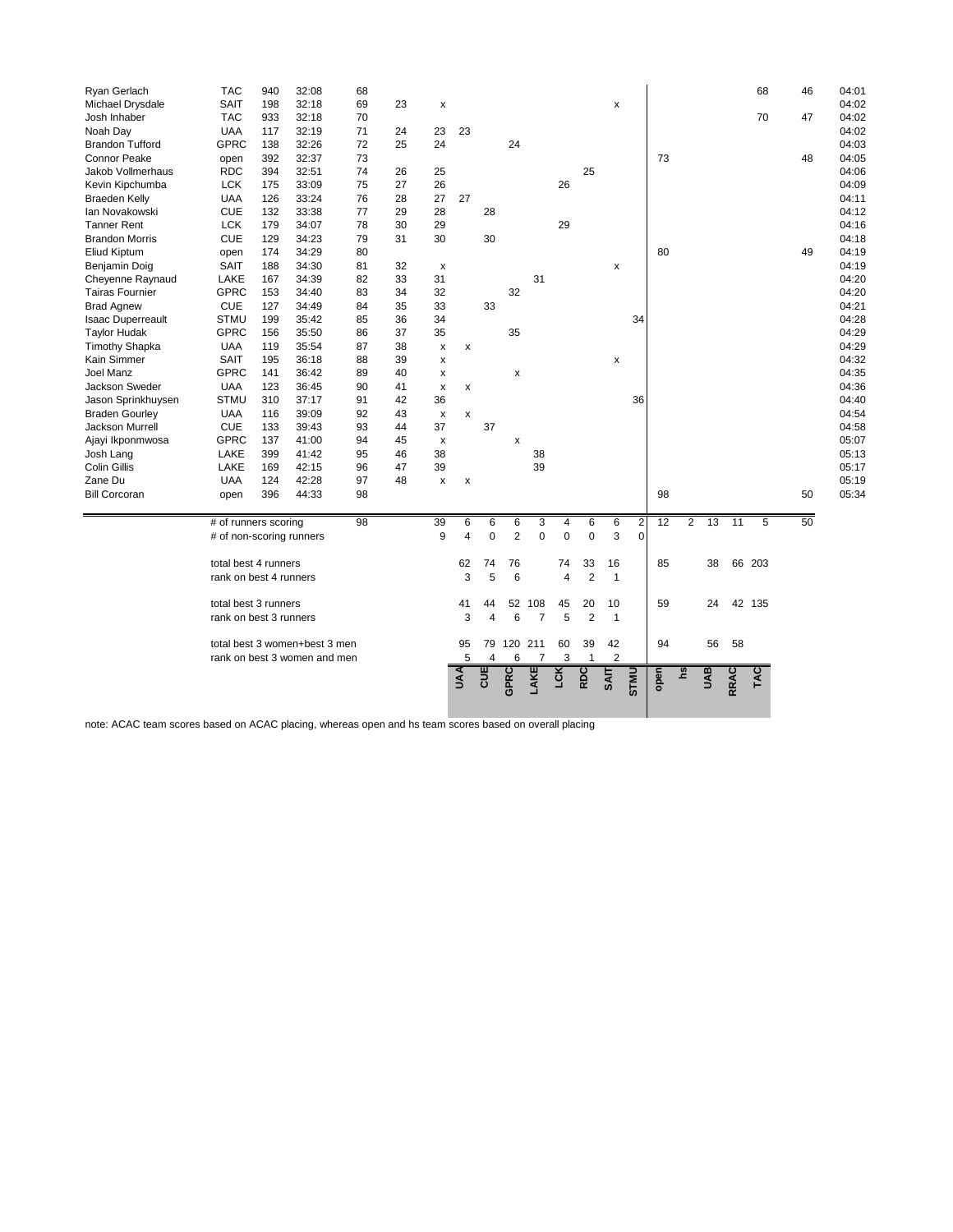| | | | | | | | | | | | | | | | | | | | | | |
|---|---|---|---|---|---|---|---|---|---|---|---|---|---|---|---|---|---|---|---|---|---|
| Ryan Gerlach | TAC | 940 | 32:08 | 68 | | | | | | | | | | | | | | | 68 | 46 | 04:01 |
| Michael Drysdale | SAIT | 198 | 32:18 | 69 | 23 | x | | | | | | | x | | | | | | | | 04:02 |
| Josh Inhaber | TAC | 933 | 32:18 | 70 | | | | | | | | | | | | | | | 70 | 47 | 04:02 |
| Noah Day | UAA | 117 | 32:19 | 71 | 24 | 23 | 23 | | | | | | | | | | | | | | 04:02 |
| Brandon Tufford | GPRC | 138 | 32:26 | 72 | 25 | 24 | | | 24 | | | | | | | | | | | | 04:03 |
| Connor Peake | open | 392 | 32:37 | 73 | | | | | | | | | | | 73 | | | | | 48 | 04:05 |
| Jakob Vollmerhaus | RDC | 394 | 32:51 | 74 | 26 | 25 | | | | | | 25 | | | | | | | | | 04:06 |
| Kevin Kipchumba | LCK | 175 | 33:09 | 75 | 27 | 26 | | | | | 26 | | | | | | | | | | 04:09 |
| Braeden Kelly | UAA | 126 | 33:24 | 76 | 28 | 27 | 27 | | | | | | | | | | | | | | 04:11 |
| Ian Novakowski | CUE | 132 | 33:38 | 77 | 29 | 28 | | 28 | | | | | | | | | | | | | 04:12 |
| Tanner Rent | LCK | 179 | 34:07 | 78 | 30 | 29 | | | | | 29 | | | | | | | | | | 04:16 |
| Brandon Morris | CUE | 129 | 34:23 | 79 | 31 | 30 | | 30 | | | | | | | | | | | | | 04:18 |
| Eliud Kiptum | open | 174 | 34:29 | 80 | | | | | | | | | | | 80 | | | | | 49 | 04:19 |
| Benjamin Doig | SAIT | 188 | 34:30 | 81 | 32 | x | | | | | | | x | | | | | | | | 04:19 |
| Cheyenne Raynaud | LAKE | 167 | 34:39 | 82 | 33 | 31 | | | | 31 | | | | | | | | | | | 04:20 |
| Tairas Fournier | GPRC | 153 | 34:40 | 83 | 34 | 32 | | | 32 | | | | | | | | | | | | 04:20 |
| Brad Agnew | CUE | 127 | 34:49 | 84 | 35 | 33 | | 33 | | | | | | | | | | | | | 04:21 |
| Isaac Duperreault | STMU | 199 | 35:42 | 85 | 36 | 34 | | | | | | | | 34 | | | | | | | 04:28 |
| Taylor Hudak | GPRC | 156 | 35:50 | 86 | 37 | 35 | | | 35 | | | | | | | | | | | | 04:29 |
| Timothy Shapka | UAA | 119 | 35:54 | 87 | 38 | x | x | | | | | | | | | | | | | | 04:29 |
| Kain Simmer | SAIT | 195 | 36:18 | 88 | 39 | x | | | | | | | x | | | | | | | | 04:32 |
| Joel Manz | GPRC | 141 | 36:42 | 89 | 40 | x | | | x | | | | | | | | | | | | 04:35 |
| Jackson Sweder | UAA | 123 | 36:45 | 90 | 41 | x | x | | | | | | | | | | | | | | 04:36 |
| Jason Sprinkhuysen | STMU | 310 | 37:17 | 91 | 42 | 36 | | | | | | | | 36 | | | | | | | 04:40 |
| Braden Gourley | UAA | 116 | 39:09 | 92 | 43 | x | x | | | | | | | | | | | | | | 04:54 |
| Jackson Murrell | CUE | 133 | 39:43 | 93 | 44 | 37 | | 37 | | | | | | | | | | | | | 04:58 |
| Ajayi Ikponmwosa | GPRC | 137 | 41:00 | 94 | 45 | x | | | x | | | | | | | | | | | | 05:07 |
| Josh Lang | LAKE | 399 | 41:42 | 95 | 46 | 38 | | | | 38 | | | | | | | | | | | 05:13 |
| Colin Gillis | LAKE | 169 | 42:15 | 96 | 47 | 39 | | | | 39 | | | | | | | | | | | 05:17 |
| Zane Du | UAA | 124 | 42:28 | 97 | 48 | x | x | | | | | | | | | | | | | | 05:19 |
| Bill Corcoran | open | 396 | 44:33 | 98 | | | | | | | | | | | 98 | | | | | 50 | 05:34 |
| # of runners scoring | | | | 98 | | 39 | 6 | 6 | 6 | 3 | 4 | 6 | 6 | 2 | 12 | 2 | 13 | 11 | 5 | 50 | |
| # of non-scoring runners | | | | | | 9 | 4 | 0 | 2 | 0 | 0 | 0 | 3 | 0 | | | | | | | |
| total best 4 runners | | | | | | | 62 | 74 | 76 | | 74 | 33 | 16 | | 85 | | 38 | 66 | 203 | | |
| rank on best 4 runners | | | | | | | 3 | 5 | 6 | | 4 | 2 | 1 | | | | | | | | |
| total best 3 runners | | | | | | | 41 | 44 | 52 | 108 | 45 | 20 | 10 | | 59 | | 24 | 42 | 135 | | |
| rank on best 3 runners | | | | | | | 3 | 4 | 6 | 7 | 5 | 2 | 1 | | | | | | | | |
| total best 3 women+best 3 men | | | | | | | 95 | 79 | 120 | 211 | 60 | 39 | 42 | | 94 | | 56 | 58 | | | |
| rank on best 3 women and men | | | | | | | 5 | 4 | 6 | 7 | 3 | 1 | 2 | | | | | | | | |
| | | | | | | | UAA | CUE | GPRC | LAKE | LCK | RDC | SAIT | STMU | open | hs | UAB | RRAC | TAC | | |

note: ACAC team scores based on ACAC placing, whereas open and hs team scores based on overall placing